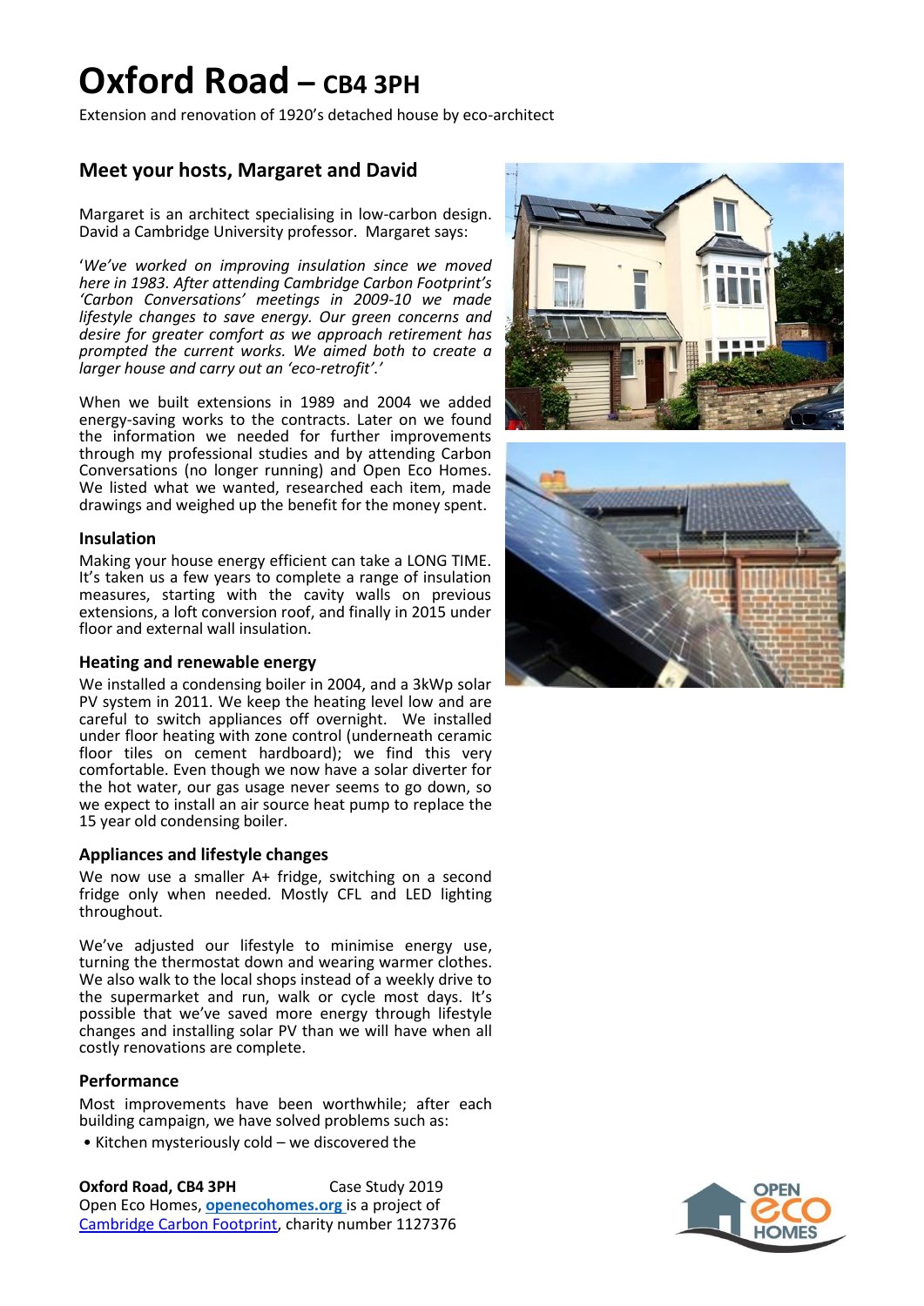# Oxford Road – CB4 3PH

Extension and renovation of 1920's detached house by eco-architect

## Meet your hosts, Margaret and David

Margaret is an architect specialising in low-carbon design. David a Cambridge University professor. Margaret says:

'*We've worked on improving insulation since we moved here in 1983. After attending Cambridge Carbon Footprint's 'Carbon Conversations' meetings in 2009-10 we made lifestyle changes to save energy. Our green concerns and desire for greater comfort as we approach retirement has prompted the current works. We aimed both to create a larger house and carry out an 'eco-retrofit'.*'

When we built extensions in 1989 and 2004 we added energy-saving works to the contracts. Later on we found the information we needed for further improvements through my professional studies and by attending Carbon Conversations (no longer running) and Open Eco Homes. We listed what we wanted, researched each item, made drawings and weighed up the benefit for the money spent.

### Insulation

Making your house energy efficient can take a LONG TIME. It's taken us a few years to complete a range of insulation measures, starting with the cavity walls on previous extensions, a loft conversion roof, and finally in 2015 under floor and external wall insulation.

### Heating and renewable energy

We installed a condensing boiler in 2004, and a 3kWp solar PV system in 2011. We keep the heating level low and are careful to switch appliances off overnight. We installed under floor heating with zone control (underneath ceramic floor tiles on cement hardboard); we find this very comfortable. Even though we now have a solar diverter for the hot water, our gas usage never seems to go down, so we expect to install an air source heat pump to replace the 15 year old condensing boiler.

### Appliances and lifestyle changes

We now use a smaller A+ fridge, switching on a second fridge only when needed. Mostly CFL and LED lighting throughout.

We've adjusted our lifestyle to minimise energy use, turning the thermostat down and wearing warmer clothes. We also walk to the local shops instead of a weekly drive to the supermarket and run, walk or cycle most days. It's possible that we've saved more energy through lifestyle changes and installing solar PV than we will have when all costly renovations are complete.

### Performance

Most improvements have been worthwhile; after each building campaign, we have solved problems such as:

- Kitchen mysteriously cold – we discovered the

**Oxford Road, CB4 3PH** Case Study 2019
Open Eco Homes, **openecohomes.org** is a project of Cambridge Carbon Footprint, charity number 1127376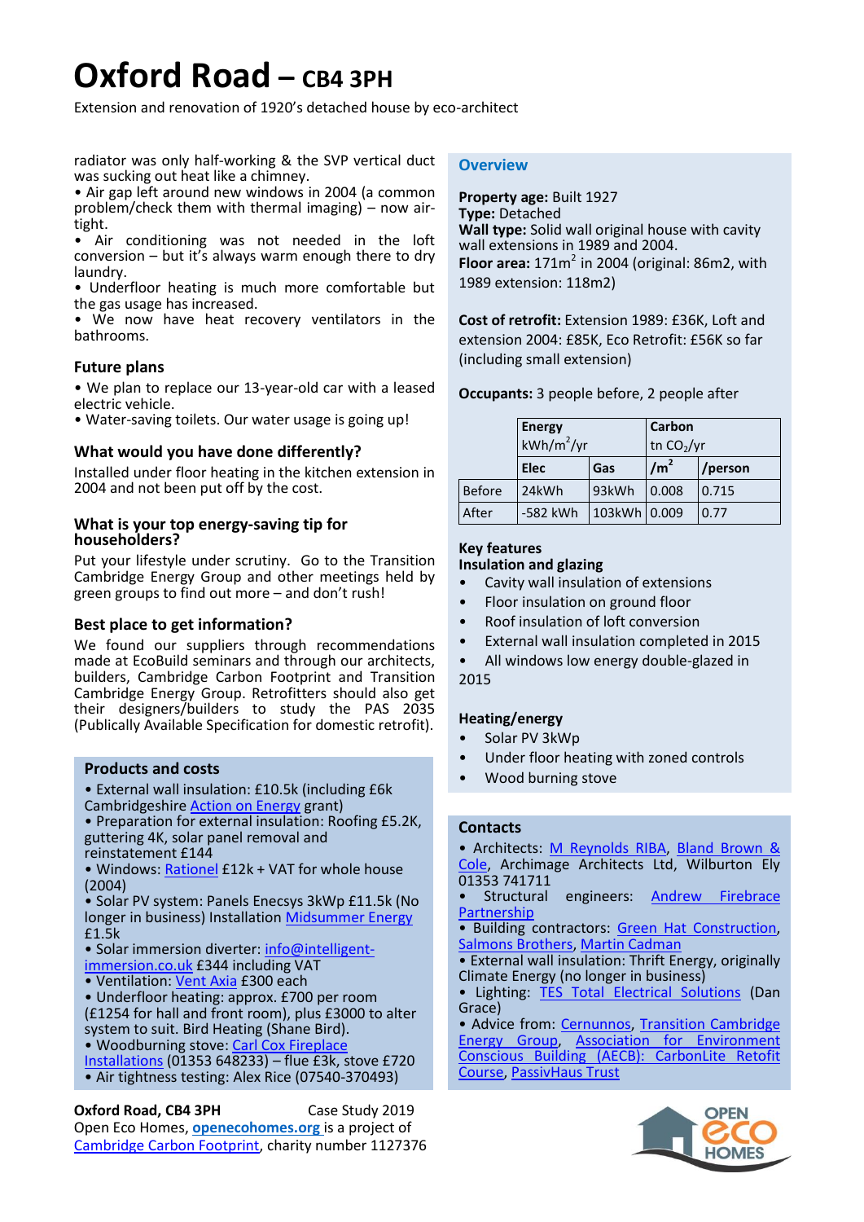# Oxford Road – CB4 3PH

Extension and renovation of 1920's detached house by eco-architect

radiator was only half-working & the SVP vertical duct was sucking out heat like a chimney.

- Air gap left around new windows in 2004 (a common problem/check them with thermal imaging) – now air-tight.
- Air conditioning was not needed in the loft conversion – but it's always warm enough there to dry laundry.
- Underfloor heating is much more comfortable but the gas usage has increased.
- We now have heat recovery ventilators in the bathrooms.

## Future plans

- We plan to replace our 13-year-old car with a leased electric vehicle.
- Water-saving toilets. Our water usage is going up!

## What would you have done differently?

Installed under floor heating in the kitchen extension in 2004 and not been put off by the cost.

## What is your top energy-saving tip for householders?

Put your lifestyle under scrutiny. Go to the Transition Cambridge Energy Group and other meetings held by green groups to find out more – and don't rush!

## Best place to get information?

We found our suppliers through recommendations made at EcoBuild seminars and through our architects, builders, Cambridge Carbon Footprint and Transition Cambridge Energy Group. Retrofitters should also get their designers/builders to study the PAS 2035 (Publically Available Specification for domestic retrofit).

## Products and costs

- External wall insulation: £10.5k (including £6k Cambridgeshire Action on Energy grant)
- Preparation for external insulation: Roofing £5.2K, guttering 4K, solar panel removal and reinstatement £144
- Windows: Rationel £12k + VAT for whole house (2004)
- Solar PV system: Panels Enecsys 3kWp £11.5k (No longer in business) Installation Midsummer Energy £1.5k
- Solar immersion diverter: info@intelligent-immersion.co.uk £344 including VAT
- Ventilation: Vent Axia £300 each
- Underfloor heating: approx. £700 per room (£1254 for hall and front room), plus £3000 to alter system to suit. Bird Heating (Shane Bird).
- Woodburning stove: Carl Cox Fireplace Installations (01353 648233) – flue £3k, stove £720
- Air tightness testing: Alex Rice (07540-370493)

## Overview

**Property age:** Built 1927
**Type:** Detached
**Wall type:** Solid wall original house with cavity wall extensions in 1989 and 2004.
**Floor area:** 171m$^2$ in 2004 (original: 86m2, with 1989 extension: 118m2)

**Cost of retrofit:** Extension 1989: £36K, Loft and extension 2004: £85K, Eco Retrofit: £56K so far (including small extension)

**Occupants:** 3 people before, 2 people after

| | Energy kWh/m$^2$/yr | | Carbon tn $CO_2$/yr | |
|---|---|---|---|---|
| | **Elec** | **Gas** | **/m$^2$** | **/person** |
| Before | 24kWh | 93kWh | 0.008 | 0.715 |
| After | -582 kWh | 103kWh | 0.009 | 0.77 |

**Key features**

**Insulation and glazing**

- Cavity wall insulation of extensions
- Floor insulation on ground floor
- Roof insulation of loft conversion
- External wall insulation completed in 2015
- All windows low energy double-glazed in 2015

**Heating/energy**

- Solar PV 3kWp
- Under floor heating with zoned controls
- Wood burning stove

## Contacts

- Architects: M Reynolds RIBA, Bland Brown & Cole, Archimage Architects Ltd, Wilburton Ely 01353 741711
- Structural engineers: Andrew Firebrace Partnership
- Building contractors: Green Hat Construction, Salmons Brothers, Martin Cadman
- External wall insulation: Thrift Energy, originally Climate Energy (no longer in business)
- Lighting: TES Total Electrical Solutions (Dan Grace)
- Advice from: Cernunnos, Transition Cambridge Energy Group, Association for Environment Conscious Building (AECB): CarbonLite Retofit Course, PassivHaus Trust

**Oxford Road, CB4 3PH** Case Study 2019
Open Eco Homes, **openecohomes.org** is a project of Cambridge Carbon Footprint, charity number 1127376